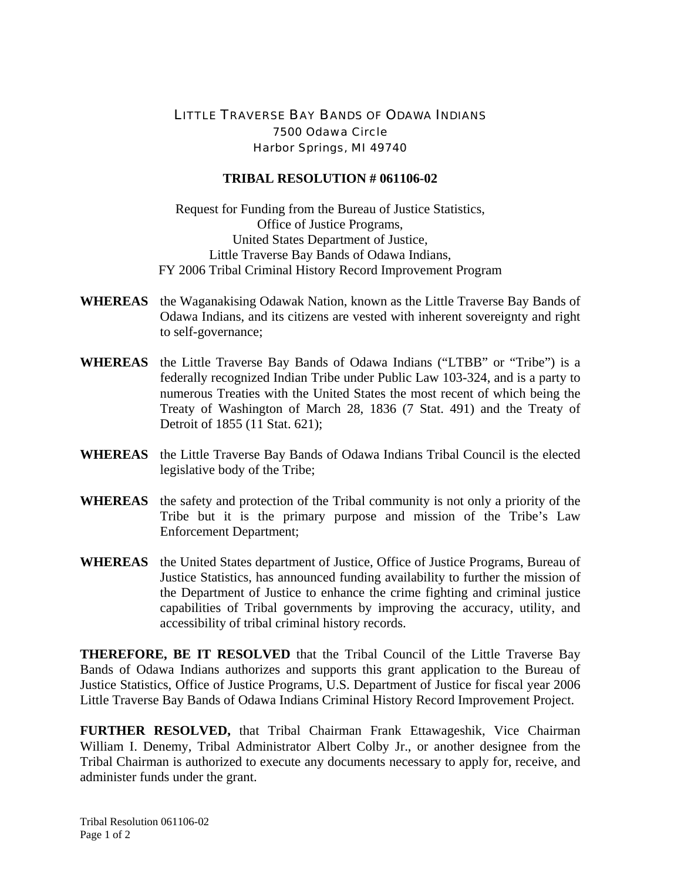LITTLE TRAVERSE BAY BANDS OF ODAWA INDIANS
7500 Odawa Circle
Harbor Springs, MI 49740

**TRIBAL RESOLUTION # 061106-02**

Request for Funding from the Bureau of Justice Statistics,
Office of Justice Programs,
United States Department of Justice,
Little Traverse Bay Bands of Odawa Indians,
FY 2006 Tribal Criminal History Record Improvement Program

**WHEREAS** the Waganakising Odawak Nation, known as the Little Traverse Bay Bands of Odawa Indians, and its citizens are vested with inherent sovereignty and right to self-governance;

**WHEREAS** the Little Traverse Bay Bands of Odawa Indians ("LTBB" or "Tribe") is a federally recognized Indian Tribe under Public Law 103-324, and is a party to numerous Treaties with the United States the most recent of which being the Treaty of Washington of March 28, 1836 (7 Stat. 491) and the Treaty of Detroit of 1855 (11 Stat. 621);

**WHEREAS** the Little Traverse Bay Bands of Odawa Indians Tribal Council is the elected legislative body of the Tribe;

**WHEREAS** the safety and protection of the Tribal community is not only a priority of the Tribe but it is the primary purpose and mission of the Tribe's Law Enforcement Department;

**WHEREAS** the United States department of Justice, Office of Justice Programs, Bureau of Justice Statistics, has announced funding availability to further the mission of the Department of Justice to enhance the crime fighting and criminal justice capabilities of Tribal governments by improving the accuracy, utility, and accessibility of tribal criminal history records.

**THEREFORE, BE IT RESOLVED** that the Tribal Council of the Little Traverse Bay Bands of Odawa Indians authorizes and supports this grant application to the Bureau of Justice Statistics, Office of Justice Programs, U.S. Department of Justice for fiscal year 2006 Little Traverse Bay Bands of Odawa Indians Criminal History Record Improvement Project.

**FURTHER RESOLVED,** that Tribal Chairman Frank Ettawageshik, Vice Chairman William I. Denemy, Tribal Administrator Albert Colby Jr., or another designee from the Tribal Chairman is authorized to execute any documents necessary to apply for, receive, and administer funds under the grant.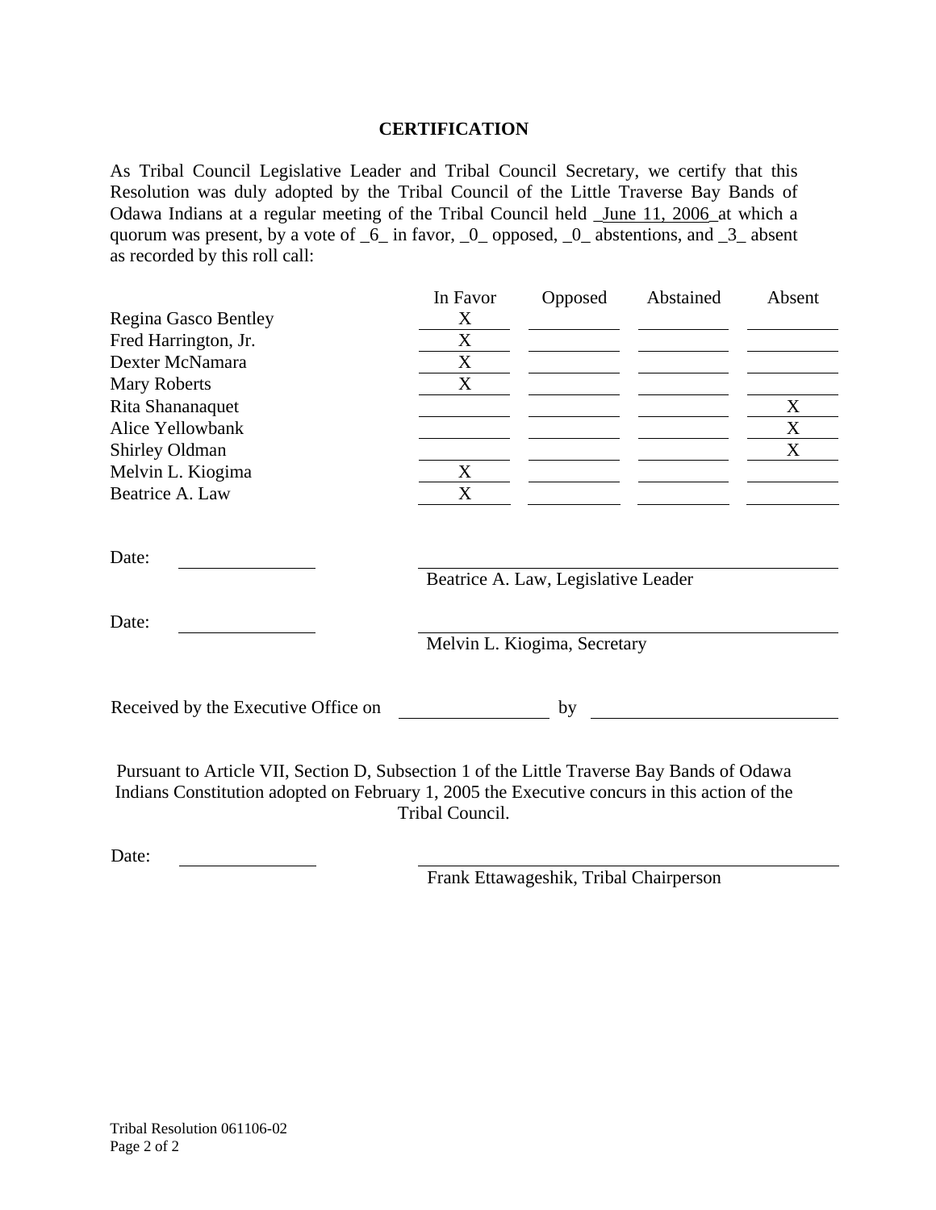## CERTIFICATION

As Tribal Council Legislative Leader and Tribal Council Secretary, we certify that this Resolution was duly adopted by the Tribal Council of the Little Traverse Bay Bands of Odawa Indians at a regular meeting of the Tribal Council held _June 11, 2006_ at which a quorum was present, by a vote of _6_ in favor, _0_ opposed, _0_ abstentions, and _3_ absent as recorded by this roll call:

| | In Favor | Opposed | Abstained | Absent |
|---|---|---|---|---|
| Regina Gasco Bentley | X | | | |
| Fred Harrington, Jr. | X | | | |
| Dexter McNamara | X | | | |
| Mary Roberts | X | | | |
| Rita Shananaquet | | | | X |
| Alice Yellowbank | | | | X |
| Shirley Oldman | | | | X |
| Melvin L. Kiogima | X | | | |
| Beatrice A. Law | X | | | |

Date: ______________ ______________________________
Beatrice A. Law, Legislative Leader

Date: ______________ ______________________________
Melvin L. Kiogima, Secretary

Received by the Executive Office on ______________ by ______________________

Pursuant to Article VII, Section D, Subsection 1 of the Little Traverse Bay Bands of Odawa Indians Constitution adopted on February 1, 2005 the Executive concurs in this action of the Tribal Council.

Date: ______________ ______________________________
Frank Ettawageshik, Tribal Chairperson

Tribal Resolution 061106-02